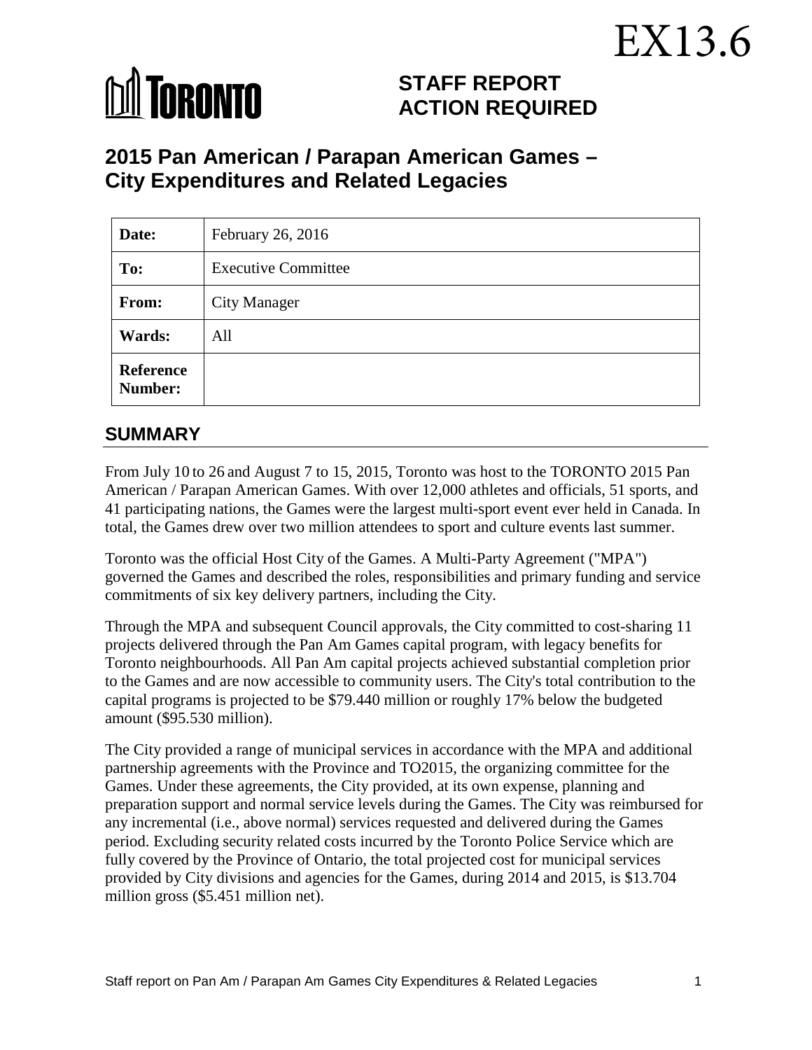EX13.6

TORONTO

# STAFF REPORT ACTION REQUIRED

# 2015 Pan American / Parapan American Games – City Expenditures and Related Legacies

| Date: | February 26, 2016 |
|---|---|
| To: | Executive Committee |
| From: | City Manager |
| Wards: | All |
| Reference Number: | |

## SUMMARY

From July 10 to 26 and August 7 to 15, 2015, Toronto was host to the TORONTO 2015 Pan American / Parapan American Games. With over 12,000 athletes and officials, 51 sports, and 41 participating nations, the Games were the largest multi-sport event ever held in Canada. In total, the Games drew over two million attendees to sport and culture events last summer.

Toronto was the official Host City of the Games. A Multi-Party Agreement ("MPA") governed the Games and described the roles, responsibilities and primary funding and service commitments of six key delivery partners, including the City.

Through the MPA and subsequent Council approvals, the City committed to cost-sharing 11 projects delivered through the Pan Am Games capital program, with legacy benefits for Toronto neighbourhoods. All Pan Am capital projects achieved substantial completion prior to the Games and are now accessible to community users. The City's total contribution to the capital programs is projected to be $79.440 million or roughly 17% below the budgeted amount ($95.530 million).

The City provided a range of municipal services in accordance with the MPA and additional partnership agreements with the Province and TO2015, the organizing committee for the Games. Under these agreements, the City provided, at its own expense, planning and preparation support and normal service levels during the Games. The City was reimbursed for any incremental (i.e., above normal) services requested and delivered during the Games period. Excluding security related costs incurred by the Toronto Police Service which are fully covered by the Province of Ontario, the total projected cost for municipal services provided by City divisions and agencies for the Games, during 2014 and 2015, is $13.704 million gross ($5.451 million net).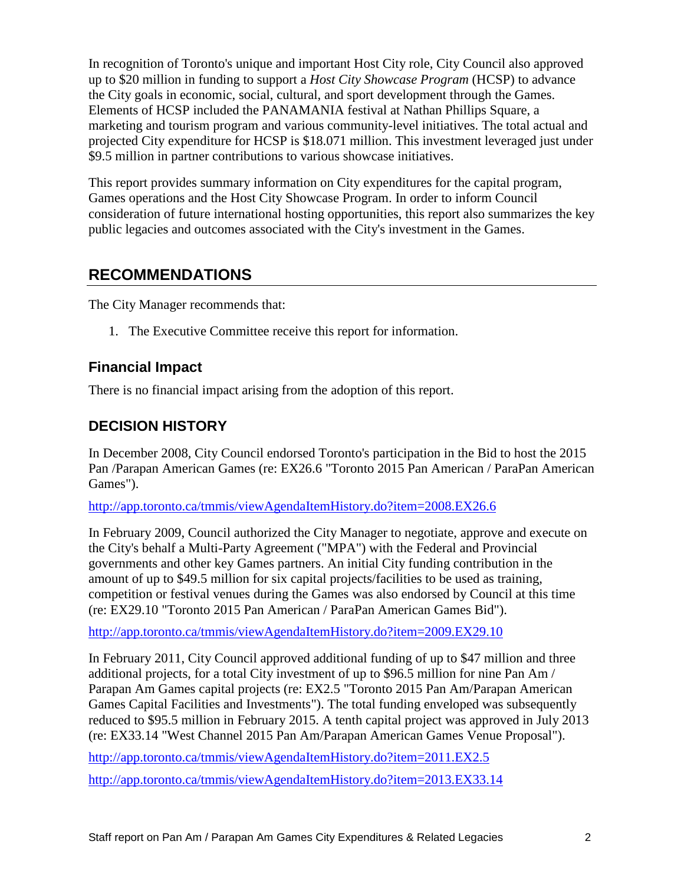In recognition of Toronto's unique and important Host City role, City Council also approved up to $20 million in funding to support a *Host City Showcase Program* (HCSP) to advance the City goals in economic, social, cultural, and sport development through the Games. Elements of HCSP included the PANAMANIA festival at Nathan Phillips Square, a marketing and tourism program and various community-level initiatives. The total actual and projected City expenditure for HCSP is $18.071 million. This investment leveraged just under $9.5 million in partner contributions to various showcase initiatives.

This report provides summary information on City expenditures for the capital program, Games operations and the Host City Showcase Program. In order to inform Council consideration of future international hosting opportunities, this report also summarizes the key public legacies and outcomes associated with the City's investment in the Games.

## RECOMMENDATIONS

The City Manager recommends that:

1. The Executive Committee receive this report for information.

### Financial Impact

There is no financial impact arising from the adoption of this report.

## DECISION HISTORY

In December 2008, City Council endorsed Toronto's participation in the Bid to host the 2015 Pan /Parapan American Games (re: EX26.6 "Toronto 2015 Pan American / ParaPan American Games").

http://app.toronto.ca/tmmis/viewAgendaItemHistory.do?item=2008.EX26.6

In February 2009, Council authorized the City Manager to negotiate, approve and execute on the City's behalf a Multi-Party Agreement ("MPA") with the Federal and Provincial governments and other key Games partners. An initial City funding contribution in the amount of up to $49.5 million for six capital projects/facilities to be used as training, competition or festival venues during the Games was also endorsed by Council at this time (re: EX29.10 "Toronto 2015 Pan American / ParaPan American Games Bid").

http://app.toronto.ca/tmmis/viewAgendaItemHistory.do?item=2009.EX29.10

In February 2011, City Council approved additional funding of up to $47 million and three additional projects, for a total City investment of up to $96.5 million for nine Pan Am / Parapan Am Games capital projects (re: EX2.5 "Toronto 2015 Pan Am/Parapan American Games Capital Facilities and Investments"). The total funding enveloped was subsequently reduced to $95.5 million in February 2015. A tenth capital project was approved in July 2013 (re: EX33.14 "West Channel 2015 Pan Am/Parapan American Games Venue Proposal").

http://app.toronto.ca/tmmis/viewAgendaItemHistory.do?item=2011.EX2.5

http://app.toronto.ca/tmmis/viewAgendaItemHistory.do?item=2013.EX33.14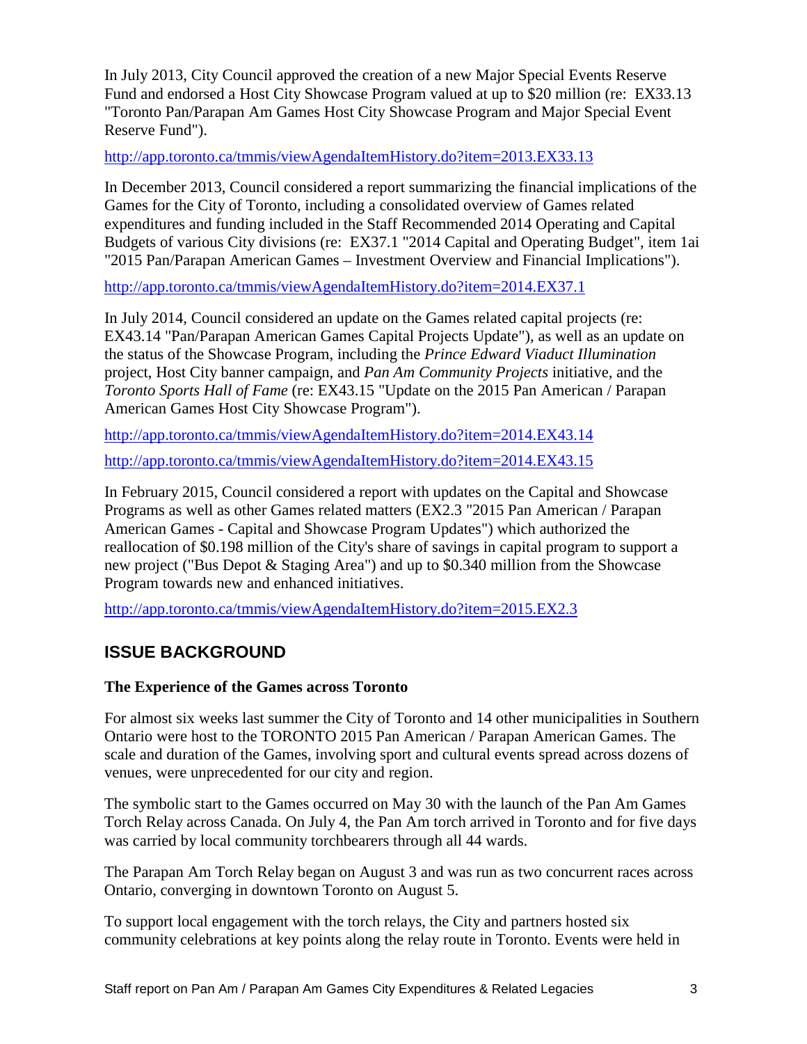In July 2013, City Council approved the creation of a new Major Special Events Reserve Fund and endorsed a Host City Showcase Program valued at up to $20 million (re: EX33.13 "Toronto Pan/Parapan Am Games Host City Showcase Program and Major Special Event Reserve Fund").

http://app.toronto.ca/tmmis/viewAgendaItemHistory.do?item=2013.EX33.13

In December 2013, Council considered a report summarizing the financial implications of the Games for the City of Toronto, including a consolidated overview of Games related expenditures and funding included in the Staff Recommended 2014 Operating and Capital Budgets of various City divisions (re: EX37.1 "2014 Capital and Operating Budget", item 1ai "2015 Pan/Parapan American Games – Investment Overview and Financial Implications").

http://app.toronto.ca/tmmis/viewAgendaItemHistory.do?item=2014.EX37.1

In July 2014, Council considered an update on the Games related capital projects (re: EX43.14 "Pan/Parapan American Games Capital Projects Update"), as well as an update on the status of the Showcase Program, including the *Prince Edward Viaduct Illumination* project, Host City banner campaign, and *Pan Am Community Projects* initiative, and the *Toronto Sports Hall of Fame* (re: EX43.15 "Update on the 2015 Pan American / Parapan American Games Host City Showcase Program").

http://app.toronto.ca/tmmis/viewAgendaItemHistory.do?item=2014.EX43.14

http://app.toronto.ca/tmmis/viewAgendaItemHistory.do?item=2014.EX43.15

In February 2015, Council considered a report with updates on the Capital and Showcase Programs as well as other Games related matters (EX2.3 "2015 Pan American / Parapan American Games - Capital and Showcase Program Updates") which authorized the reallocation of $0.198 million of the City's share of savings in capital program to support a new project ("Bus Depot & Staging Area") and up to $0.340 million from the Showcase Program towards new and enhanced initiatives.

http://app.toronto.ca/tmmis/viewAgendaItemHistory.do?item=2015.EX2.3

## ISSUE BACKGROUND

**The Experience of the Games across Toronto**

For almost six weeks last summer the City of Toronto and 14 other municipalities in Southern Ontario were host to the TORONTO 2015 Pan American / Parapan American Games. The scale and duration of the Games, involving sport and cultural events spread across dozens of venues, were unprecedented for our city and region.

The symbolic start to the Games occurred on May 30 with the launch of the Pan Am Games Torch Relay across Canada. On July 4, the Pan Am torch arrived in Toronto and for five days was carried by local community torchbearers through all 44 wards.

The Parapan Am Torch Relay began on August 3 and was run as two concurrent races across Ontario, converging in downtown Toronto on August 5.

To support local engagement with the torch relays, the City and partners hosted six community celebrations at key points along the relay route in Toronto. Events were held in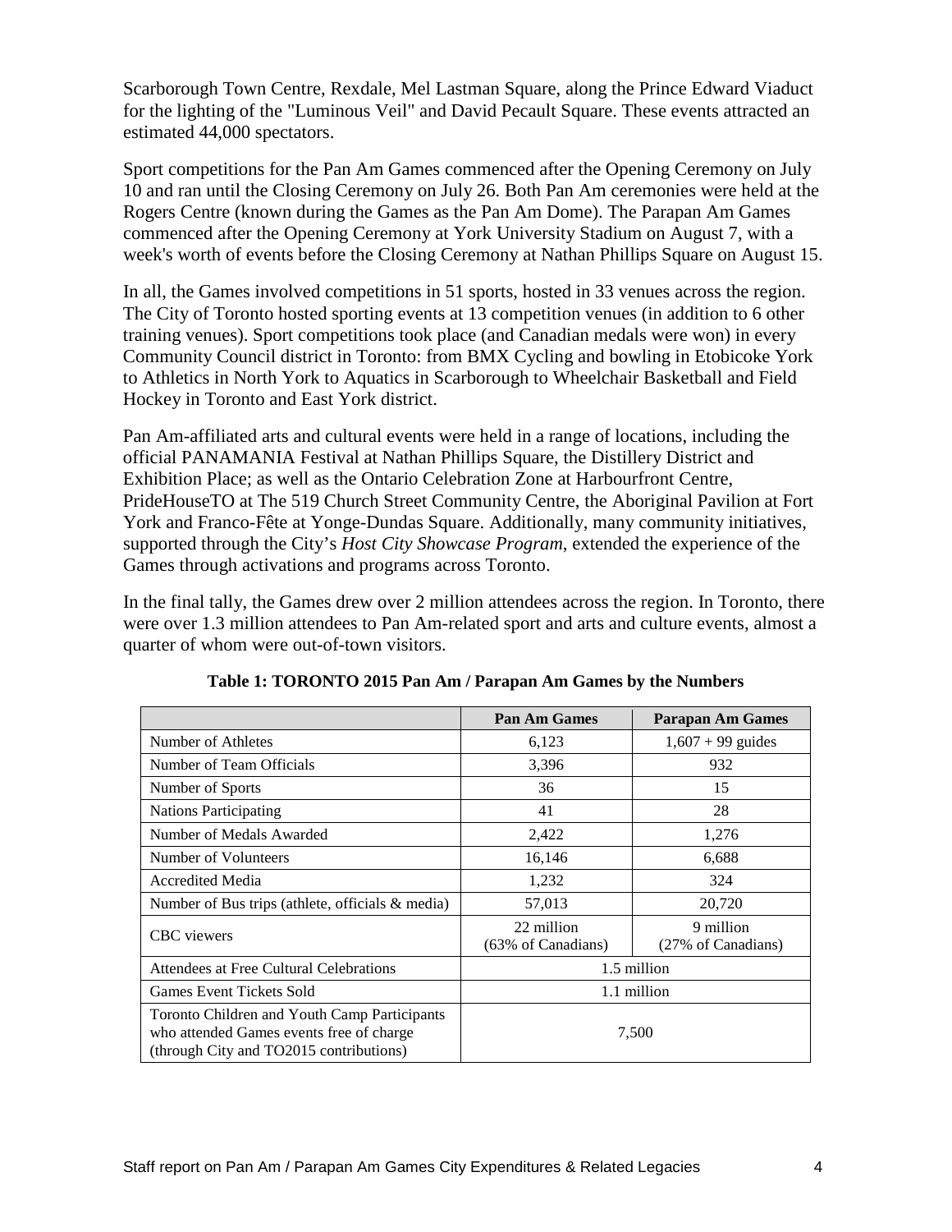Scarborough Town Centre, Rexdale, Mel Lastman Square, along the Prince Edward Viaduct for the lighting of the "Luminous Veil" and David Pecault Square. These events attracted an estimated 44,000 spectators.

Sport competitions for the Pan Am Games commenced after the Opening Ceremony on July 10 and ran until the Closing Ceremony on July 26. Both Pan Am ceremonies were held at the Rogers Centre (known during the Games as the Pan Am Dome). The Parapan Am Games commenced after the Opening Ceremony at York University Stadium on August 7, with a week's worth of events before the Closing Ceremony at Nathan Phillips Square on August 15.

In all, the Games involved competitions in 51 sports, hosted in 33 venues across the region. The City of Toronto hosted sporting events at 13 competition venues (in addition to 6 other training venues). Sport competitions took place (and Canadian medals were won) in every Community Council district in Toronto: from BMX Cycling and bowling in Etobicoke York to Athletics in North York to Aquatics in Scarborough to Wheelchair Basketball and Field Hockey in Toronto and East York district.

Pan Am-affiliated arts and cultural events were held in a range of locations, including the official PANAMANIA Festival at Nathan Phillips Square, the Distillery District and Exhibition Place; as well as the Ontario Celebration Zone at Harbourfront Centre, PrideHouseTO at The 519 Church Street Community Centre, the Aboriginal Pavilion at Fort York and Franco-Fête at Yonge-Dundas Square. Additionally, many community initiatives, supported through the City's *Host City Showcase Program*, extended the experience of the Games through activations and programs across Toronto.

In the final tally, the Games drew over 2 million attendees across the region. In Toronto, there were over 1.3 million attendees to Pan Am-related sport and arts and culture events, almost a quarter of whom were out-of-town visitors.

**Table 1: TORONTO 2015 Pan Am / Parapan Am Games by the Numbers**

| | Pan Am Games | Parapan Am Games |
|---|---|---|
| Number of Athletes | 6,123 | 1,607 + 99 guides |
| Number of Team Officials | 3,396 | 932 |
| Number of Sports | 36 | 15 |
| Nations Participating | 41 | 28 |
| Number of Medals Awarded | 2,422 | 1,276 |
| Number of Volunteers | 16,146 | 6,688 |
| Accredited Media | 1,232 | 324 |
| Number of Bus trips (athlete, officials & media) | 57,013 | 20,720 |
| CBC viewers | 22 million (63% of Canadians) | 9 million (27% of Canadians) |
| Attendees at Free Cultural Celebrations | 1.5 million | |
| Games Event Tickets Sold | 1.1 million | |
| Toronto Children and Youth Camp Participants who attended Games events free of charge (through City and TO2015 contributions) | 7,500 | |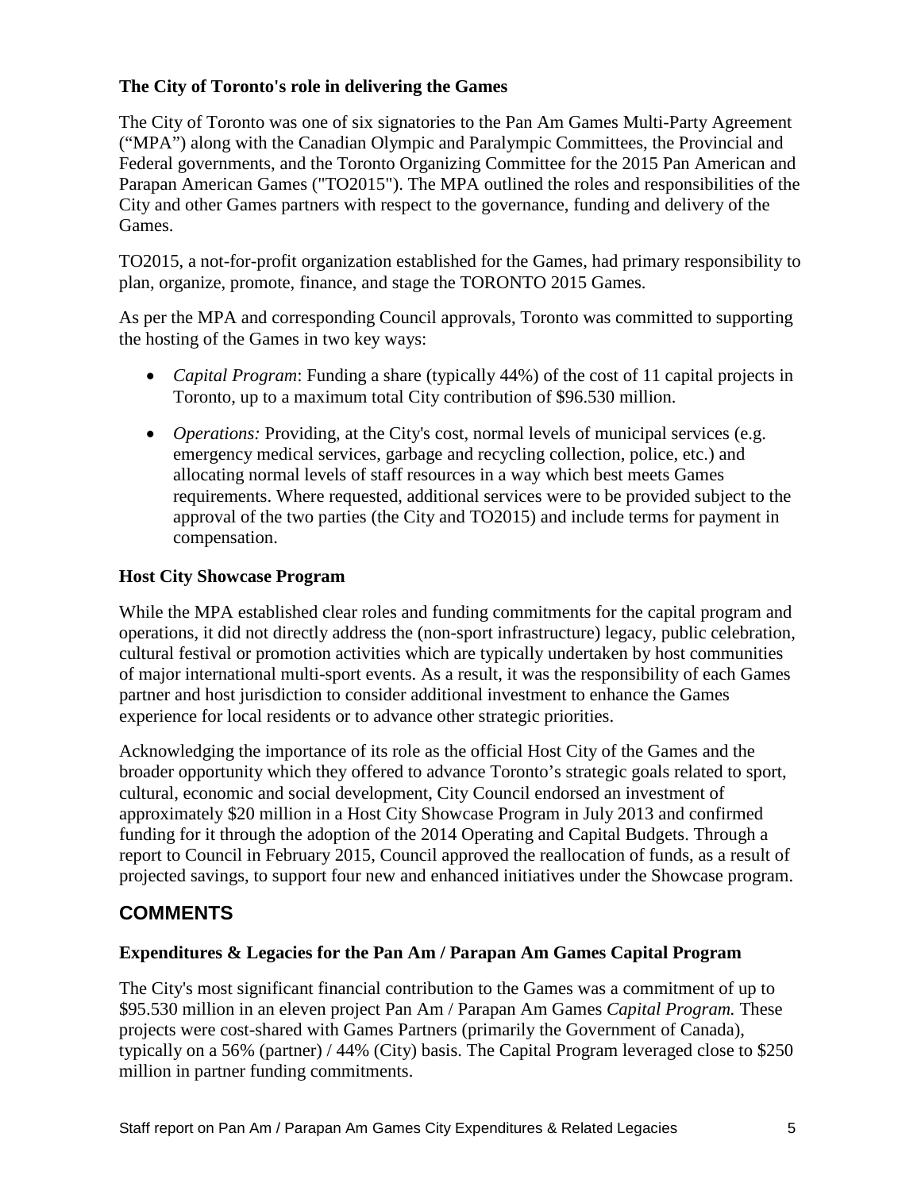**The City of Toronto's role in delivering the Games**

The City of Toronto was one of six signatories to the Pan Am Games Multi-Party Agreement ("MPA") along with the Canadian Olympic and Paralympic Committees, the Provincial and Federal governments, and the Toronto Organizing Committee for the 2015 Pan American and Parapan American Games ("TO2015"). The MPA outlined the roles and responsibilities of the City and other Games partners with respect to the governance, funding and delivery of the Games.

TO2015, a not-for-profit organization established for the Games, had primary responsibility to plan, organize, promote, finance, and stage the TORONTO 2015 Games.

As per the MPA and corresponding Council approvals, Toronto was committed to supporting the hosting of the Games in two key ways:

- *Capital Program*: Funding a share (typically 44%) of the cost of 11 capital projects in Toronto, up to a maximum total City contribution of $96.530 million.
- *Operations:* Providing, at the City's cost, normal levels of municipal services (e.g. emergency medical services, garbage and recycling collection, police, etc.) and allocating normal levels of staff resources in a way which best meets Games requirements. Where requested, additional services were to be provided subject to the approval of the two parties (the City and TO2015) and include terms for payment in compensation.

**Host City Showcase Program**

While the MPA established clear roles and funding commitments for the capital program and operations, it did not directly address the (non-sport infrastructure) legacy, public celebration, cultural festival or promotion activities which are typically undertaken by host communities of major international multi-sport events. As a result, it was the responsibility of each Games partner and host jurisdiction to consider additional investment to enhance the Games experience for local residents or to advance other strategic priorities.

Acknowledging the importance of its role as the official Host City of the Games and the broader opportunity which they offered to advance Toronto's strategic goals related to sport, cultural, economic and social development, City Council endorsed an investment of approximately $20 million in a Host City Showcase Program in July 2013 and confirmed funding for it through the adoption of the 2014 Operating and Capital Budgets. Through a report to Council in February 2015, Council approved the reallocation of funds, as a result of projected savings, to support four new and enhanced initiatives under the Showcase program.

## COMMENTS

**Expenditures & Legacies for the Pan Am / Parapan Am Games Capital Program**

The City's most significant financial contribution to the Games was a commitment of up to $95.530 million in an eleven project Pan Am / Parapan Am Games *Capital Program.* These projects were cost-shared with Games Partners (primarily the Government of Canada), typically on a 56% (partner) / 44% (City) basis. The Capital Program leveraged close to $250 million in partner funding commitments.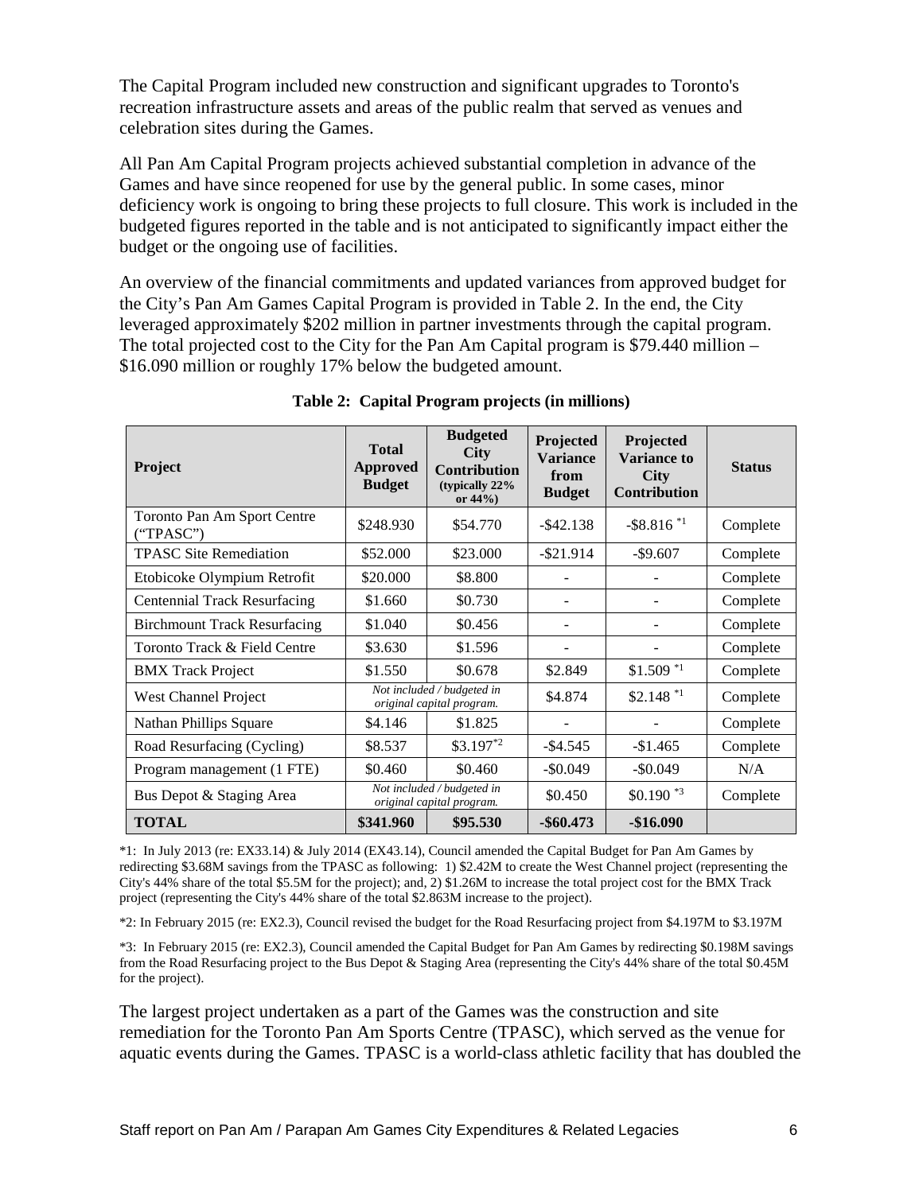The Capital Program included new construction and significant upgrades to Toronto's recreation infrastructure assets and areas of the public realm that served as venues and celebration sites during the Games.

All Pan Am Capital Program projects achieved substantial completion in advance of the Games and have since reopened for use by the general public. In some cases, minor deficiency work is ongoing to bring these projects to full closure. This work is included in the budgeted figures reported in the table and is not anticipated to significantly impact either the budget or the ongoing use of facilities.

An overview of the financial commitments and updated variances from approved budget for the City's Pan Am Games Capital Program is provided in Table 2. In the end, the City leveraged approximately $202 million in partner investments through the capital program. The total projected cost to the City for the Pan Am Capital program is $79.440 million – $16.090 million or roughly 17% below the budgeted amount.

**Table 2: Capital Program projects (in millions)**

| Project | Total Approved Budget | Budgeted City Contribution (typically 22% or 44%) | Projected Variance from Budget | Projected Variance to City Contribution | Status |
|---|---|---|---|---|---|
| Toronto Pan Am Sport Centre ("TPASC") | $248.930 | $54.770 | -$42.138 | -$8.816 *1 | Complete |
| TPASC Site Remediation | $52.000 | $23.000 | -$21.914 | -$9.607 | Complete |
| Etobicoke Olympium Retrofit | $20.000 | $8.800 | - | - | Complete |
| Centennial Track Resurfacing | $1.660 | $0.730 | - | - | Complete |
| Birchmount Track Resurfacing | $1.040 | $0.456 | - | - | Complete |
| Toronto Track & Field Centre | $3.630 | $1.596 | - | - | Complete |
| BMX Track Project | $1.550 | $0.678 | $2.849 | $1.509 *1 | Complete |
| West Channel Project | *Not included / budgeted in original capital program.* | | $4.874 | $2.148 *1 | Complete |
| Nathan Phillips Square | $4.146 | $1.825 | - | - | Complete |
| Road Resurfacing (Cycling) | $8.537 | $3.197 *2 | -$4.545 | -$1.465 | Complete |
| Program management (1 FTE) | $0.460 | $0.460 | -$0.049 | -$0.049 | N/A |
| Bus Depot & Staging Area | *Not included / budgeted in original capital program.* | | $0.450 | $0.190 *3 | Complete |
| **TOTAL** | **$341.960** | **$95.530** | **-$60.473** | **-$16.090** | |

*1: In July 2013 (re: EX33.14) & July 2014 (EX43.14), Council amended the Capital Budget for Pan Am Games by redirecting $3.68M savings from the TPASC as following: 1) $2.42M to create the West Channel project (representing the City's 44% share of the total $5.5M for the project); and, 2) $1.26M to increase the total project cost for the BMX Track project (representing the City's 44% share of the total $2.863M increase to the project).

*2: In February 2015 (re: EX2.3), Council revised the budget for the Road Resurfacing project from $4.197M to $3.197M

*3: In February 2015 (re: EX2.3), Council amended the Capital Budget for Pan Am Games by redirecting $0.198M savings from the Road Resurfacing project to the Bus Depot & Staging Area (representing the City's 44% share of the total $0.45M for the project).

The largest project undertaken as a part of the Games was the construction and site remediation for the Toronto Pan Am Sports Centre (TPASC), which served as the venue for aquatic events during the Games. TPASC is a world-class athletic facility that has doubled the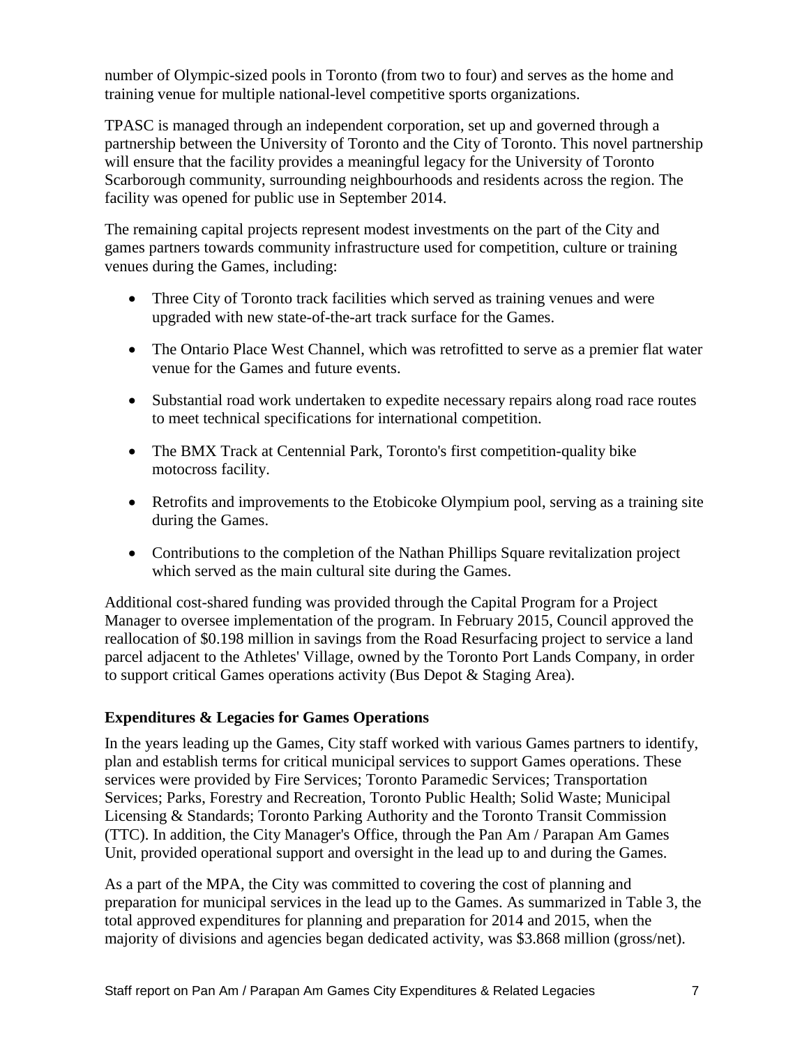number of Olympic-sized pools in Toronto (from two to four) and serves as the home and training venue for multiple national-level competitive sports organizations.

TPASC is managed through an independent corporation, set up and governed through a partnership between the University of Toronto and the City of Toronto. This novel partnership will ensure that the facility provides a meaningful legacy for the University of Toronto Scarborough community, surrounding neighbourhoods and residents across the region. The facility was opened for public use in September 2014.

The remaining capital projects represent modest investments on the part of the City and games partners towards community infrastructure used for competition, culture or training venues during the Games, including:

- Three City of Toronto track facilities which served as training venues and were upgraded with new state-of-the-art track surface for the Games.
- The Ontario Place West Channel, which was retrofitted to serve as a premier flat water venue for the Games and future events.
- Substantial road work undertaken to expedite necessary repairs along road race routes to meet technical specifications for international competition.
- The BMX Track at Centennial Park, Toronto's first competition-quality bike motocross facility.
- Retrofits and improvements to the Etobicoke Olympium pool, serving as a training site during the Games.
- Contributions to the completion of the Nathan Phillips Square revitalization project which served as the main cultural site during the Games.

Additional cost-shared funding was provided through the Capital Program for a Project Manager to oversee implementation of the program. In February 2015, Council approved the reallocation of $0.198 million in savings from the Road Resurfacing project to service a land parcel adjacent to the Athletes' Village, owned by the Toronto Port Lands Company, in order to support critical Games operations activity (Bus Depot & Staging Area).

**Expenditures & Legacies for Games Operations**

In the years leading up the Games, City staff worked with various Games partners to identify, plan and establish terms for critical municipal services to support Games operations. These services were provided by Fire Services; Toronto Paramedic Services; Transportation Services; Parks, Forestry and Recreation, Toronto Public Health; Solid Waste; Municipal Licensing & Standards; Toronto Parking Authority and the Toronto Transit Commission (TTC). In addition, the City Manager's Office, through the Pan Am / Parapan Am Games Unit, provided operational support and oversight in the lead up to and during the Games.

As a part of the MPA, the City was committed to covering the cost of planning and preparation for municipal services in the lead up to the Games. As summarized in Table 3, the total approved expenditures for planning and preparation for 2014 and 2015, when the majority of divisions and agencies began dedicated activity, was $3.868 million (gross/net).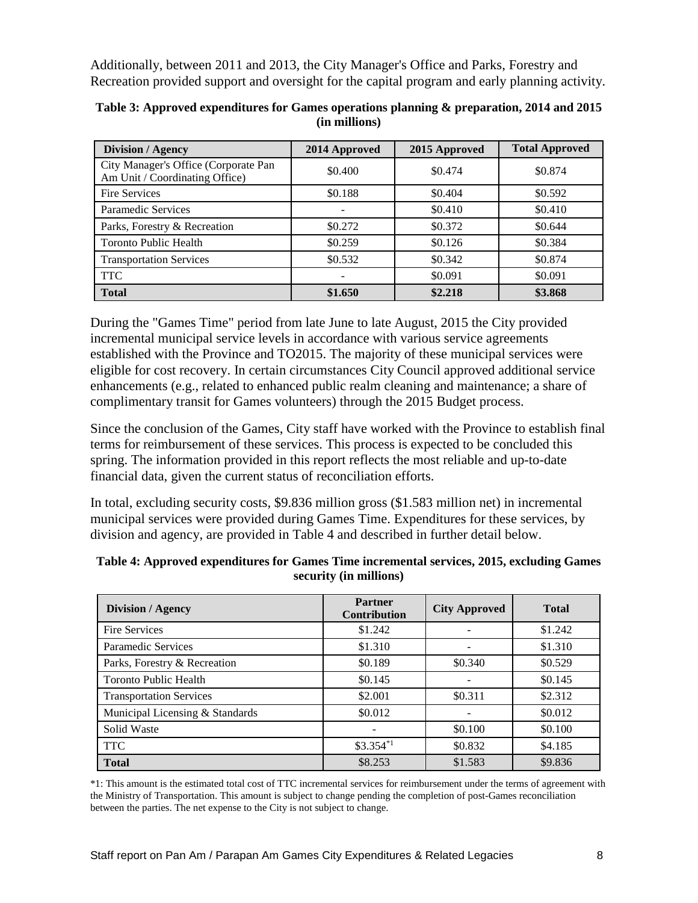Additionally, between 2011 and 2013, the City Manager's Office and Parks, Forestry and Recreation provided support and oversight for the capital program and early planning activity.

**Table 3: Approved expenditures for Games operations planning & preparation, 2014 and 2015 (in millions)**

| Division / Agency | 2014 Approved | 2015 Approved | Total Approved |
|---|---|---|---|
| City Manager's Office (Corporate Pan Am Unit / Coordinating Office) | $0.400 | $0.474 | $0.874 |
| Fire Services | $0.188 | $0.404 | $0.592 |
| Paramedic Services | - | $0.410 | $0.410 |
| Parks, Forestry & Recreation | $0.272 | $0.372 | $0.644 |
| Toronto Public Health | $0.259 | $0.126 | $0.384 |
| Transportation Services | $0.532 | $0.342 | $0.874 |
| TTC | - | $0.091 | $0.091 |
| **Total** | **$1.650** | **$2.218** | **$3.868** |

During the "Games Time" period from late June to late August, 2015 the City provided incremental municipal service levels in accordance with various service agreements established with the Province and TO2015. The majority of these municipal services were eligible for cost recovery. In certain circumstances City Council approved additional service enhancements (e.g., related to enhanced public realm cleaning and maintenance; a share of complimentary transit for Games volunteers) through the 2015 Budget process.

Since the conclusion of the Games, City staff have worked with the Province to establish final terms for reimbursement of these services. This process is expected to be concluded this spring. The information provided in this report reflects the most reliable and up-to-date financial data, given the current status of reconciliation efforts.

In total, excluding security costs, $9.836 million gross ($1.583 million net) in incremental municipal services were provided during Games Time. Expenditures for these services, by division and agency, are provided in Table 4 and described in further detail below.

**Table 4: Approved expenditures for Games Time incremental services, 2015, excluding Games security (in millions)**

| Division / Agency | Partner Contribution | City Approved | Total |
|---|---|---|---|
| Fire Services | $1.242 | - | $1.242 |
| Paramedic Services | $1.310 | - | $1.310 |
| Parks, Forestry & Recreation | $0.189 | $0.340 | $0.529 |
| Toronto Public Health | $0.145 | - | $0.145 |
| Transportation Services | $2.001 | $0.311 | $2.312 |
| Municipal Licensing & Standards | $0.012 | - | $0.012 |
| Solid Waste | - | $0.100 | $0.100 |
| TTC | $3.354*1 | $0.832 | $4.185 |
| **Total** | $8.253 | $1.583 | $9.836 |

*1: This amount is the estimated total cost of TTC incremental services for reimbursement under the terms of agreement with the Ministry of Transportation. This amount is subject to change pending the completion of post-Games reconciliation between the parties. The net expense to the City is not subject to change.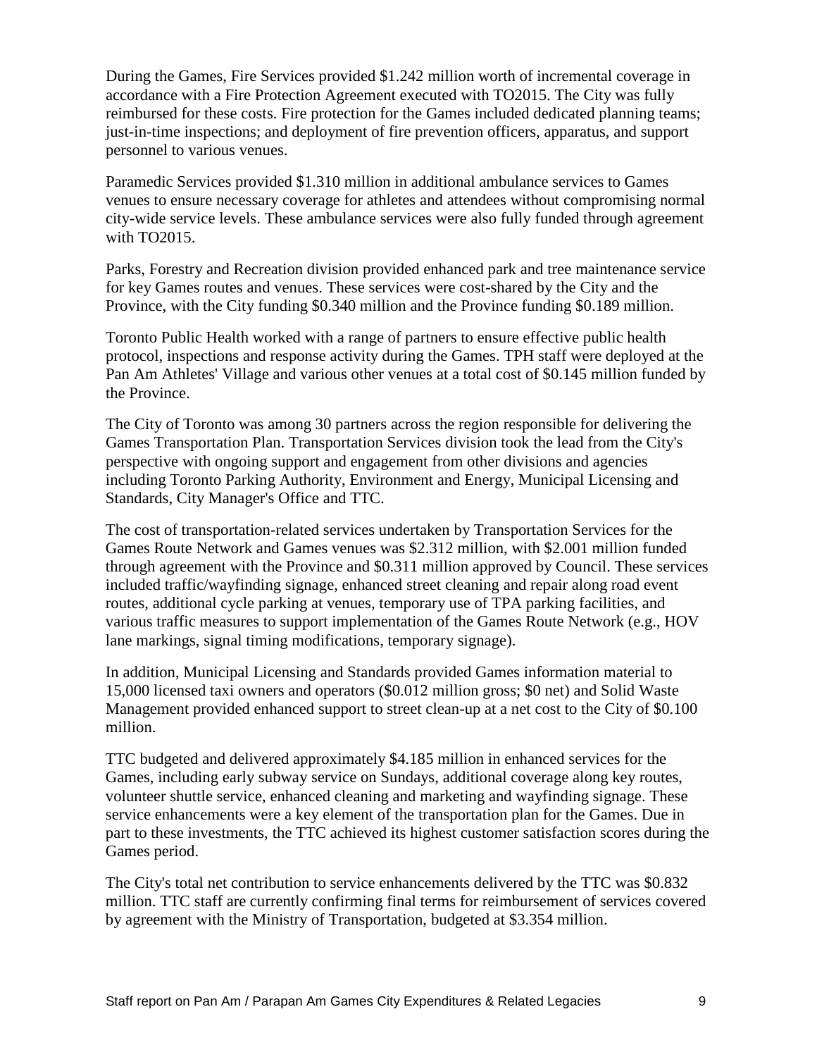During the Games, Fire Services provided $1.242 million worth of incremental coverage in accordance with a Fire Protection Agreement executed with TO2015. The City was fully reimbursed for these costs. Fire protection for the Games included dedicated planning teams; just-in-time inspections; and deployment of fire prevention officers, apparatus, and support personnel to various venues.

Paramedic Services provided $1.310 million in additional ambulance services to Games venues to ensure necessary coverage for athletes and attendees without compromising normal city-wide service levels. These ambulance services were also fully funded through agreement with TO2015.

Parks, Forestry and Recreation division provided enhanced park and tree maintenance service for key Games routes and venues. These services were cost-shared by the City and the Province, with the City funding $0.340 million and the Province funding $0.189 million.

Toronto Public Health worked with a range of partners to ensure effective public health protocol, inspections and response activity during the Games. TPH staff were deployed at the Pan Am Athletes' Village and various other venues at a total cost of $0.145 million funded by the Province.

The City of Toronto was among 30 partners across the region responsible for delivering the Games Transportation Plan. Transportation Services division took the lead from the City's perspective with ongoing support and engagement from other divisions and agencies including Toronto Parking Authority, Environment and Energy, Municipal Licensing and Standards, City Manager's Office and TTC.

The cost of transportation-related services undertaken by Transportation Services for the Games Route Network and Games venues was $2.312 million, with $2.001 million funded through agreement with the Province and $0.311 million approved by Council. These services included traffic/wayfinding signage, enhanced street cleaning and repair along road event routes, additional cycle parking at venues, temporary use of TPA parking facilities, and various traffic measures to support implementation of the Games Route Network (e.g., HOV lane markings, signal timing modifications, temporary signage).

In addition, Municipal Licensing and Standards provided Games information material to 15,000 licensed taxi owners and operators ($0.012 million gross; $0 net) and Solid Waste Management provided enhanced support to street clean-up at a net cost to the City of $0.100 million.

TTC budgeted and delivered approximately $4.185 million in enhanced services for the Games, including early subway service on Sundays, additional coverage along key routes, volunteer shuttle service, enhanced cleaning and marketing and wayfinding signage. These service enhancements were a key element of the transportation plan for the Games. Due in part to these investments, the TTC achieved its highest customer satisfaction scores during the Games period.

The City's total net contribution to service enhancements delivered by the TTC was $0.832 million. TTC staff are currently confirming final terms for reimbursement of services covered by agreement with the Ministry of Transportation, budgeted at $3.354 million.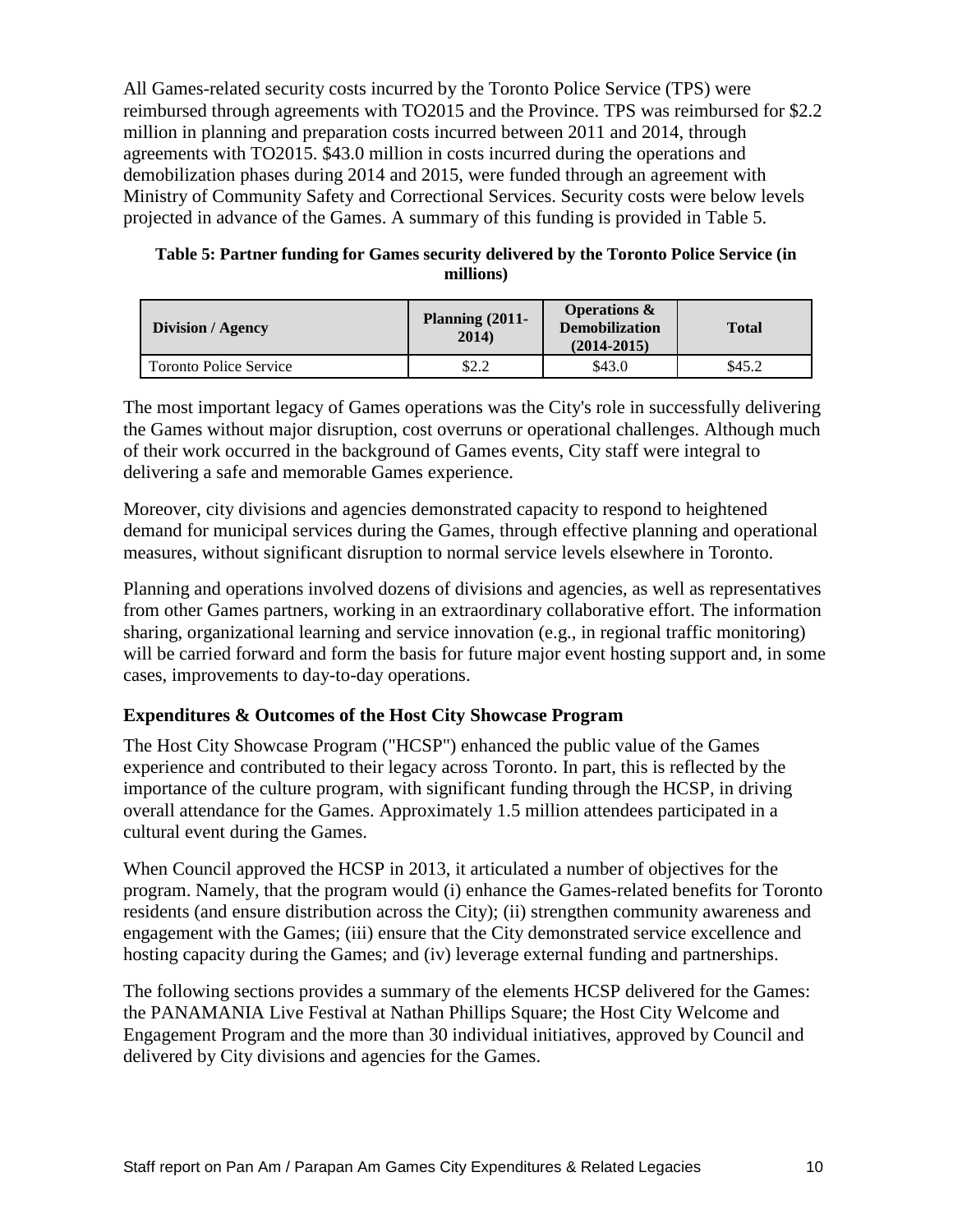All Games-related security costs incurred by the Toronto Police Service (TPS) were reimbursed through agreements with TO2015 and the Province. TPS was reimbursed for $2.2 million in planning and preparation costs incurred between 2011 and 2014, through agreements with TO2015. $43.0 million in costs incurred during the operations and demobilization phases during 2014 and 2015, were funded through an agreement with Ministry of Community Safety and Correctional Services. Security costs were below levels projected in advance of the Games. A summary of this funding is provided in Table 5.

**Table 5: Partner funding for Games security delivered by the Toronto Police Service (in millions)**

| Division / Agency | Planning (2011-2014) | Operations & Demobilization (2014-2015) | Total |
|---|---|---|---|
| Toronto Police Service | $2.2 | $43.0 | $45.2 |

The most important legacy of Games operations was the City's role in successfully delivering the Games without major disruption, cost overruns or operational challenges. Although much of their work occurred in the background of Games events, City staff were integral to delivering a safe and memorable Games experience.

Moreover, city divisions and agencies demonstrated capacity to respond to heightened demand for municipal services during the Games, through effective planning and operational measures, without significant disruption to normal service levels elsewhere in Toronto.

Planning and operations involved dozens of divisions and agencies, as well as representatives from other Games partners, working in an extraordinary collaborative effort. The information sharing, organizational learning and service innovation (e.g., in regional traffic monitoring) will be carried forward and form the basis for future major event hosting support and, in some cases, improvements to day-to-day operations.

### Expenditures & Outcomes of the Host City Showcase Program

The Host City Showcase Program ("HCSP") enhanced the public value of the Games experience and contributed to their legacy across Toronto. In part, this is reflected by the importance of the culture program, with significant funding through the HCSP, in driving overall attendance for the Games. Approximately 1.5 million attendees participated in a cultural event during the Games.

When Council approved the HCSP in 2013, it articulated a number of objectives for the program. Namely, that the program would (i) enhance the Games-related benefits for Toronto residents (and ensure distribution across the City); (ii) strengthen community awareness and engagement with the Games; (iii) ensure that the City demonstrated service excellence and hosting capacity during the Games; and (iv) leverage external funding and partnerships.

The following sections provides a summary of the elements HCSP delivered for the Games: the PANAMANIA Live Festival at Nathan Phillips Square; the Host City Welcome and Engagement Program and the more than 30 individual initiatives, approved by Council and delivered by City divisions and agencies for the Games.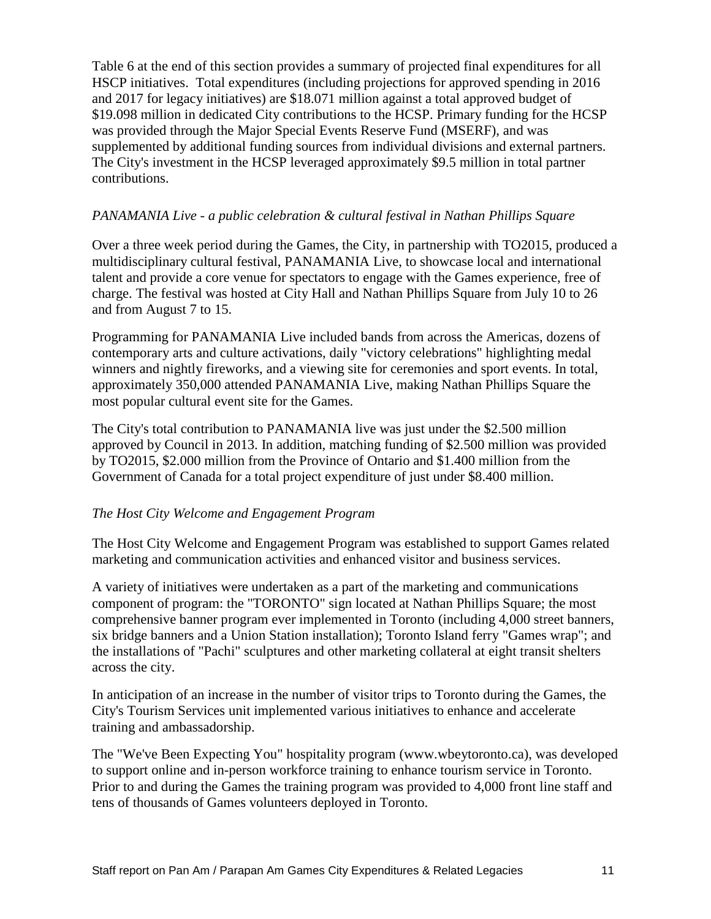Table 6 at the end of this section provides a summary of projected final expenditures for all HSCP initiatives. Total expenditures (including projections for approved spending in 2016 and 2017 for legacy initiatives) are $18.071 million against a total approved budget of $19.098 million in dedicated City contributions to the HCSP. Primary funding for the HCSP was provided through the Major Special Events Reserve Fund (MSERF), and was supplemented by additional funding sources from individual divisions and external partners. The City's investment in the HCSP leveraged approximately $9.5 million in total partner contributions.

*PANAMANIA Live - a public celebration & cultural festival in Nathan Phillips Square*

Over a three week period during the Games, the City, in partnership with TO2015, produced a multidisciplinary cultural festival, PANAMANIA Live, to showcase local and international talent and provide a core venue for spectators to engage with the Games experience, free of charge. The festival was hosted at City Hall and Nathan Phillips Square from July 10 to 26 and from August 7 to 15.

Programming for PANAMANIA Live included bands from across the Americas, dozens of contemporary arts and culture activations, daily "victory celebrations" highlighting medal winners and nightly fireworks, and a viewing site for ceremonies and sport events. In total, approximately 350,000 attended PANAMANIA Live, making Nathan Phillips Square the most popular cultural event site for the Games.

The City's total contribution to PANAMANIA live was just under the $2.500 million approved by Council in 2013. In addition, matching funding of $2.500 million was provided by TO2015, $2.000 million from the Province of Ontario and $1.400 million from the Government of Canada for a total project expenditure of just under $8.400 million.

*The Host City Welcome and Engagement Program*

The Host City Welcome and Engagement Program was established to support Games related marketing and communication activities and enhanced visitor and business services.

A variety of initiatives were undertaken as a part of the marketing and communications component of program: the "TORONTO" sign located at Nathan Phillips Square; the most comprehensive banner program ever implemented in Toronto (including 4,000 street banners, six bridge banners and a Union Station installation); Toronto Island ferry "Games wrap"; and the installations of "Pachi" sculptures and other marketing collateral at eight transit shelters across the city.

In anticipation of an increase in the number of visitor trips to Toronto during the Games, the City's Tourism Services unit implemented various initiatives to enhance and accelerate training and ambassadorship.

The "We've Been Expecting You" hospitality program (www.wbeytoronto.ca), was developed to support online and in-person workforce training to enhance tourism service in Toronto. Prior to and during the Games the training program was provided to 4,000 front line staff and tens of thousands of Games volunteers deployed in Toronto.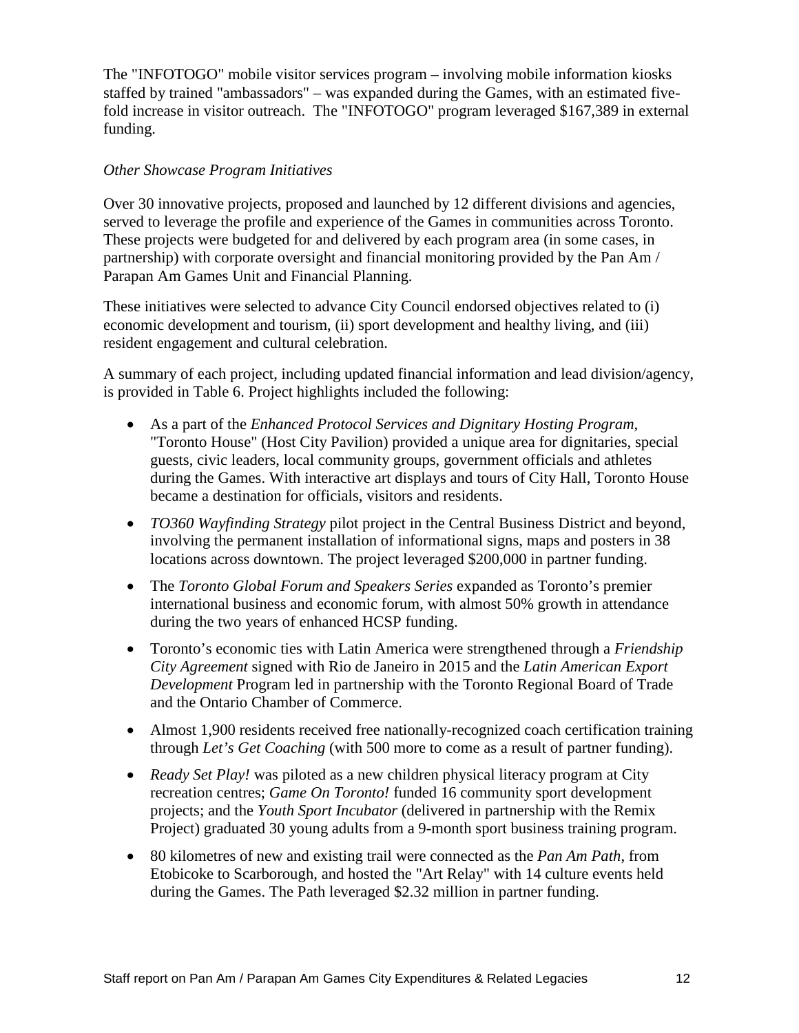The "INFOTOGO" mobile visitor services program – involving mobile information kiosks staffed by trained "ambassadors" – was expanded during the Games, with an estimated five-fold increase in visitor outreach. The "INFOTOGO" program leveraged $167,389 in external funding.

*Other Showcase Program Initiatives*

Over 30 innovative projects, proposed and launched by 12 different divisions and agencies, served to leverage the profile and experience of the Games in communities across Toronto. These projects were budgeted for and delivered by each program area (in some cases, in partnership) with corporate oversight and financial monitoring provided by the Pan Am / Parapan Am Games Unit and Financial Planning.

These initiatives were selected to advance City Council endorsed objectives related to (i) economic development and tourism, (ii) sport development and healthy living, and (iii) resident engagement and cultural celebration.

A summary of each project, including updated financial information and lead division/agency, is provided in Table 6. Project highlights included the following:

- As a part of the *Enhanced Protocol Services and Dignitary Hosting Program*, "Toronto House" (Host City Pavilion) provided a unique area for dignitaries, special guests, civic leaders, local community groups, government officials and athletes during the Games. With interactive art displays and tours of City Hall, Toronto House became a destination for officials, visitors and residents.
- *TO360 Wayfinding Strategy* pilot project in the Central Business District and beyond, involving the permanent installation of informational signs, maps and posters in 38 locations across downtown. The project leveraged $200,000 in partner funding.
- The *Toronto Global Forum and Speakers Series* expanded as Toronto's premier international business and economic forum, with almost 50% growth in attendance during the two years of enhanced HCSP funding.
- Toronto's economic ties with Latin America were strengthened through a *Friendship City Agreement* signed with Rio de Janeiro in 2015 and the *Latin American Export Development* Program led in partnership with the Toronto Regional Board of Trade and the Ontario Chamber of Commerce.
- Almost 1,900 residents received free nationally-recognized coach certification training through *Let's Get Coaching* (with 500 more to come as a result of partner funding).
- *Ready Set Play!* was piloted as a new children physical literacy program at City recreation centres; *Game On Toronto!* funded 16 community sport development projects; and the *Youth Sport Incubator* (delivered in partnership with the Remix Project) graduated 30 young adults from a 9-month sport business training program.
- 80 kilometres of new and existing trail were connected as the *Pan Am Path*, from Etobicoke to Scarborough, and hosted the "Art Relay" with 14 culture events held during the Games. The Path leveraged $2.32 million in partner funding.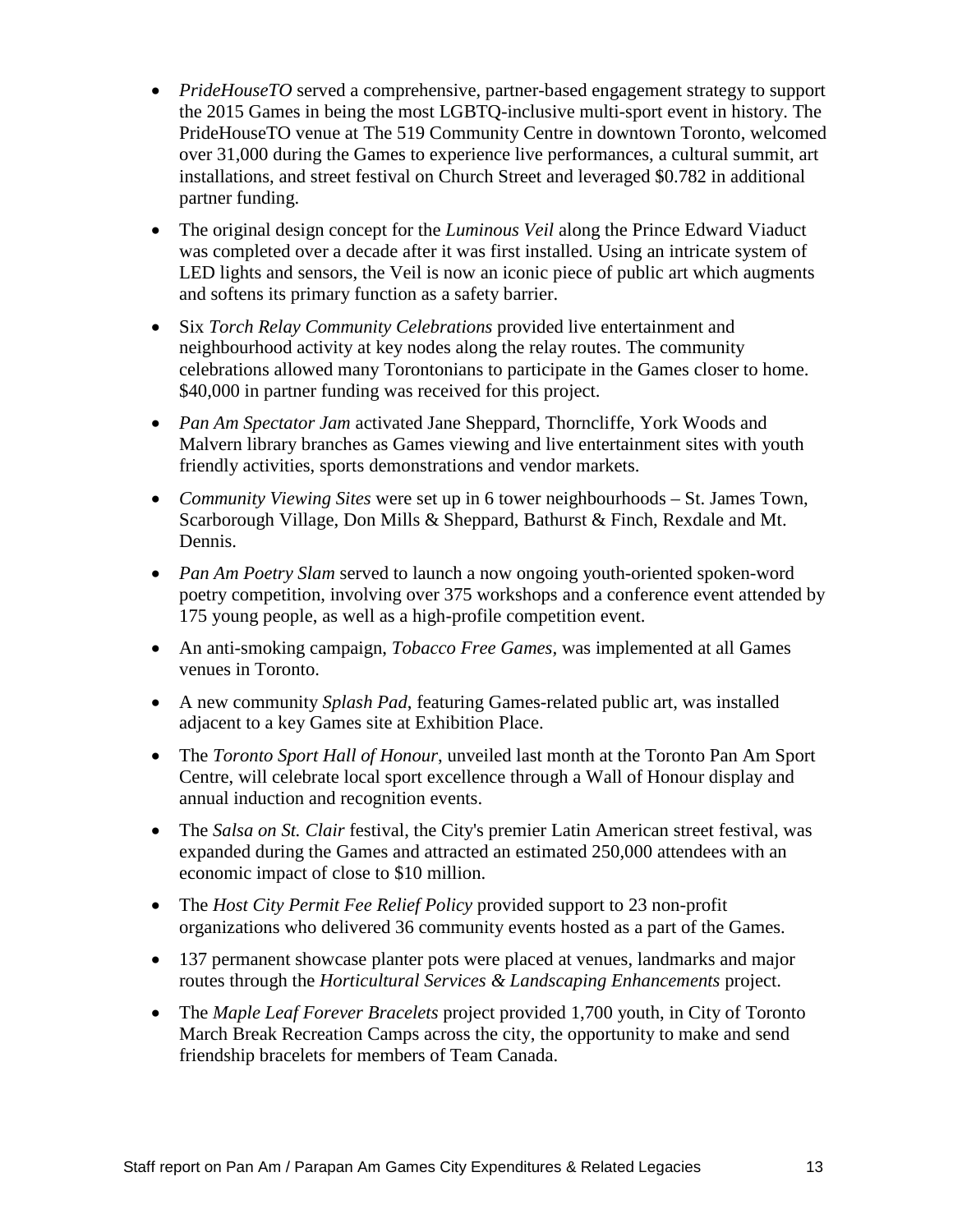- *PrideHouseTO* served a comprehensive, partner-based engagement strategy to support the 2015 Games in being the most LGBTQ-inclusive multi-sport event in history. The PrideHouseTO venue at The 519 Community Centre in downtown Toronto, welcomed over 31,000 during the Games to experience live performances, a cultural summit, art installations, and street festival on Church Street and leveraged $0.782 in additional partner funding.
- The original design concept for the *Luminous Veil* along the Prince Edward Viaduct was completed over a decade after it was first installed. Using an intricate system of LED lights and sensors, the Veil is now an iconic piece of public art which augments and softens its primary function as a safety barrier.
- Six *Torch Relay Community Celebrations* provided live entertainment and neighbourhood activity at key nodes along the relay routes. The community celebrations allowed many Torontonians to participate in the Games closer to home. $40,000 in partner funding was received for this project.
- *Pan Am Spectator Jam* activated Jane Sheppard, Thorncliffe, York Woods and Malvern library branches as Games viewing and live entertainment sites with youth friendly activities, sports demonstrations and vendor markets.
- *Community Viewing Sites* were set up in 6 tower neighbourhoods – St. James Town, Scarborough Village, Don Mills & Sheppard, Bathurst & Finch, Rexdale and Mt. Dennis.
- *Pan Am Poetry Slam* served to launch a now ongoing youth-oriented spoken-word poetry competition, involving over 375 workshops and a conference event attended by 175 young people, as well as a high-profile competition event.
- An anti-smoking campaign, *Tobacco Free Games*, was implemented at all Games venues in Toronto.
- A new community *Splash Pad*, featuring Games-related public art, was installed adjacent to a key Games site at Exhibition Place.
- The *Toronto Sport Hall of Honour*, unveiled last month at the Toronto Pan Am Sport Centre, will celebrate local sport excellence through a Wall of Honour display and annual induction and recognition events.
- The *Salsa on St. Clair* festival, the City's premier Latin American street festival, was expanded during the Games and attracted an estimated 250,000 attendees with an economic impact of close to $10 million.
- The *Host City Permit Fee Relief Policy* provided support to 23 non-profit organizations who delivered 36 community events hosted as a part of the Games.
- 137 permanent showcase planter pots were placed at venues, landmarks and major routes through the *Horticultural Services & Landscaping Enhancements* project.
- The *Maple Leaf Forever Bracelets* project provided 1,700 youth, in City of Toronto March Break Recreation Camps across the city, the opportunity to make and send friendship bracelets for members of Team Canada.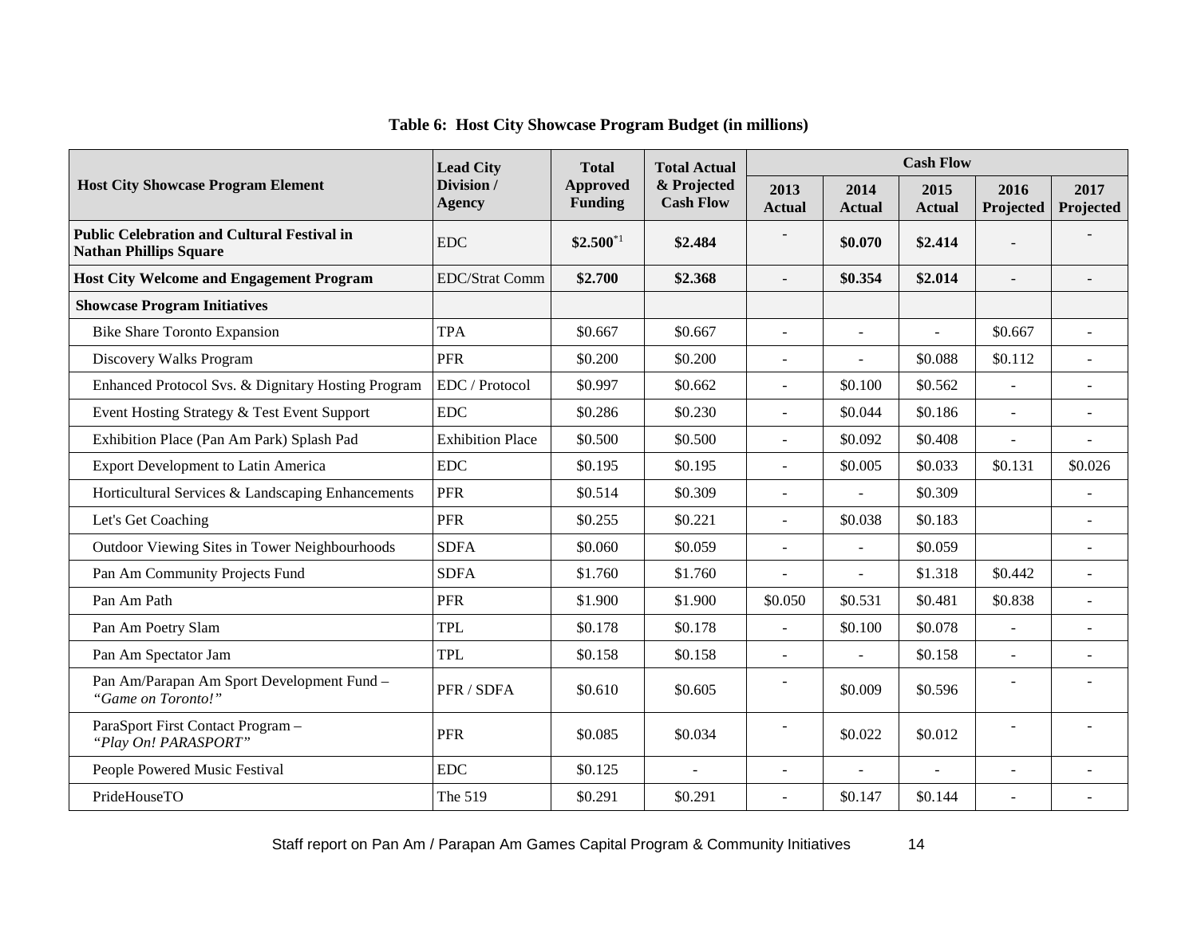**Table 6: Host City Showcase Program Budget (in millions)**

| Host City Showcase Program Element | Lead City Division / Agency | Total Approved Funding | Total Actual & Projected Cash Flow | Cash Flow | | | | |
|---|---|---|---|---|---|---|---|---|
| | | | | 2013 Actual | 2014 Actual | 2015 Actual | 2016 Projected | 2017 Projected |
| **Public Celebration and Cultural Festival in Nathan Phillips Square** | EDC | **$2.500**[*1] | **$2.484** | - | **$0.070** | **$2.414** | - | - |
| **Host City Welcome and Engagement Program** | EDC/Strat Comm | **$2.700** | **$2.368** | - | **$0.354** | **$2.014** | - | - |
| **Showcase Program Initiatives** | | | | | | | | |
| Bike Share Toronto Expansion | TPA | $0.667 | $0.667 | - | - | - | $0.667 | - |
| Discovery Walks Program | PFR | $0.200 | $0.200 | - | - | $0.088 | $0.112 | - |
| Enhanced Protocol Svs. & Dignitary Hosting Program | EDC / Protocol | $0.997 | $0.662 | - | $0.100 | $0.562 | - | - |
| Event Hosting Strategy & Test Event Support | EDC | $0.286 | $0.230 | - | $0.044 | $0.186 | - | - |
| Exhibition Place (Pan Am Park) Splash Pad | Exhibition Place | $0.500 | $0.500 | - | $0.092 | $0.408 | - | - |
| Export Development to Latin America | EDC | $0.195 | $0.195 | - | $0.005 | $0.033 | $0.131 | $0.026 |
| Horticultural Services & Landscaping Enhancements | PFR | $0.514 | $0.309 | - | - | $0.309 | | - |
| Let's Get Coaching | PFR | $0.255 | $0.221 | - | $0.038 | $0.183 | | - |
| Outdoor Viewing Sites in Tower Neighbourhoods | SDFA | $0.060 | $0.059 | - | - | $0.059 | | - |
| Pan Am Community Projects Fund | SDFA | $1.760 | $1.760 | - | - | $1.318 | $0.442 | - |
| Pan Am Path | PFR | $1.900 | $1.900 | $0.050 | $0.531 | $0.481 | $0.838 | - |
| Pan Am Poetry Slam | TPL | $0.178 | $0.178 | - | $0.100 | $0.078 | - | - |
| Pan Am Spectator Jam | TPL | $0.158 | $0.158 | - | - | $0.158 | - | - |
| Pan Am/Parapan Am Sport Development Fund – *"Game on Toronto!"* | PFR / SDFA | $0.610 | $0.605 | - | $0.009 | $0.596 | - | - |
| ParaSport First Contact Program – *"Play On! PARASPORT"* | PFR | $0.085 | $0.034 | - | $0.022 | $0.012 | - | - |
| People Powered Music Festival | EDC | $0.125 | - | - | - | - | - | - |
| PrideHouseTO | The 519 | $0.291 | $0.291 | - | $0.147 | $0.144 | - | - |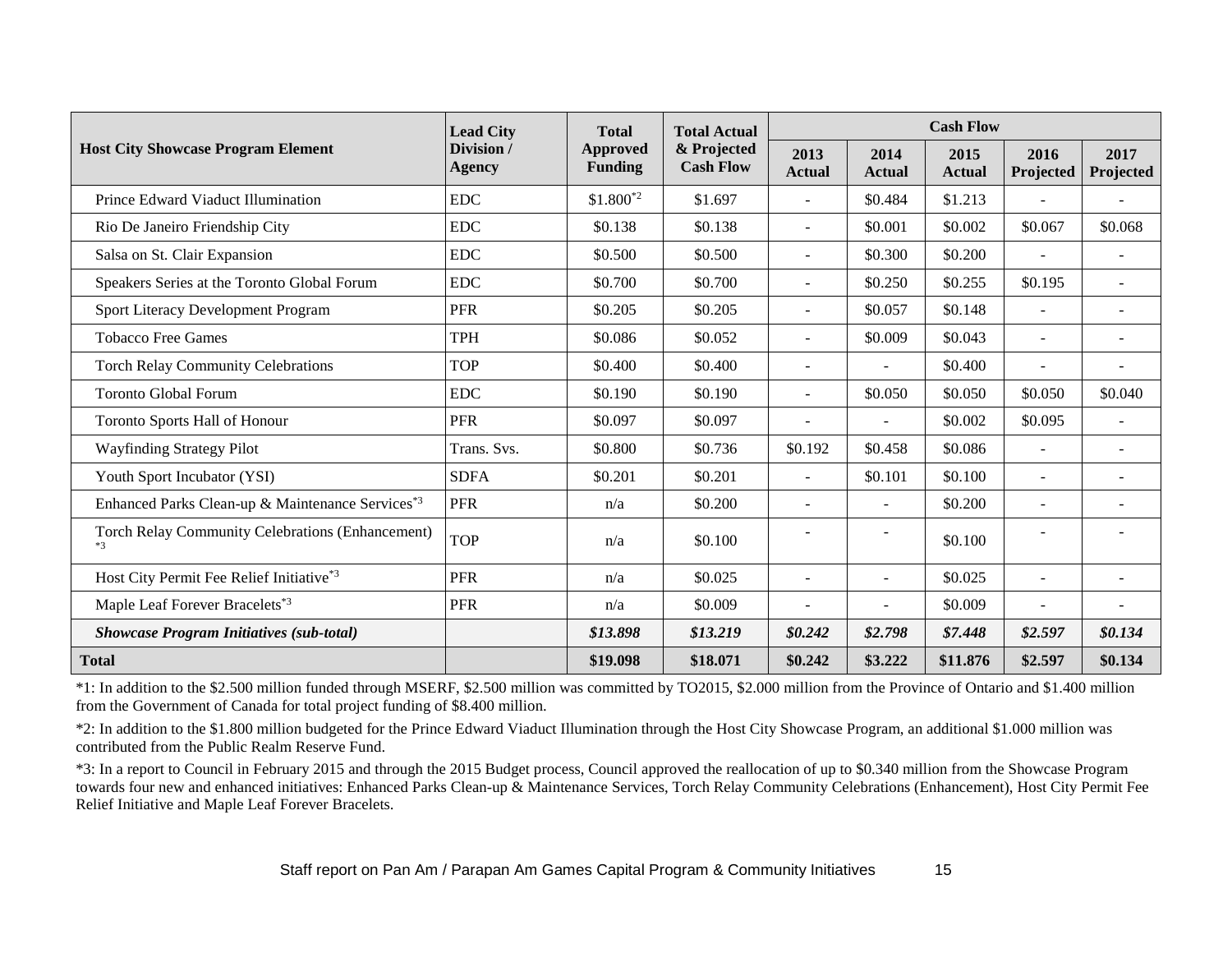| Host City Showcase Program Element | Lead City Division / Agency | Total Approved Funding | Total Actual & Projected Cash Flow | Cash Flow | | | | |
|---|---|---|---|---|---|---|---|---|
| | | | | 2013 Actual | 2014 Actual | 2015 Actual | 2016 Projected | 2017 Projected |
| Prince Edward Viaduct Illumination | EDC | $1.800[*2] | $1.697 | - | $0.484 | $1.213 | - | - |
| Rio De Janeiro Friendship City | EDC | $0.138 | $0.138 | - | $0.001 | $0.002 | $0.067 | $0.068 |
| Salsa on St. Clair Expansion | EDC | $0.500 | $0.500 | - | $0.300 | $0.200 | - | - |
| Speakers Series at the Toronto Global Forum | EDC | $0.700 | $0.700 | - | $0.250 | $0.255 | $0.195 | - |
| Sport Literacy Development Program | PFR | $0.205 | $0.205 | - | $0.057 | $0.148 | - | - |
| Tobacco Free Games | TPH | $0.086 | $0.052 | - | $0.009 | $0.043 | - | - |
| Torch Relay Community Celebrations | TOP | $0.400 | $0.400 | - | - | $0.400 | - | - |
| Toronto Global Forum | EDC | $0.190 | $0.190 | - | $0.050 | $0.050 | $0.050 | $0.040 |
| Toronto Sports Hall of Honour | PFR | $0.097 | $0.097 | - | - | $0.002 | $0.095 | - |
| Wayfinding Strategy Pilot | Trans. Svs. | $0.800 | $0.736 | $0.192 | $0.458 | $0.086 | - | - |
| Youth Sport Incubator (YSI) | SDFA | $0.201 | $0.201 | - | $0.101 | $0.100 | - | - |
| Enhanced Parks Clean-up & Maintenance Services[*3] | PFR | n/a | $0.200 | - | - | $0.200 | - | - |
| Torch Relay Community Celebrations (Enhancement)[*3] | TOP | n/a | $0.100 | - | - | $0.100 | - | - |
| Host City Permit Fee Relief Initiative[*3] | PFR | n/a | $0.025 | - | - | $0.025 | - | - |
| Maple Leaf Forever Bracelets[*3] | PFR | n/a | $0.009 | - | - | $0.009 | - | - |
| ***Showcase Program Initiatives (sub-total)*** | | ***$13.898*** | ***$13.219*** | ***$0.242*** | ***$2.798*** | ***$7.448*** | ***$2.597*** | ***$0.134*** |
| **Total** | | **$19.098** | **$18.071** | **$0.242** | **$3.222** | **$11.876** | **$2.597** | **$0.134** |

*1: In addition to the $2.500 million funded through MSERF, $2.500 million was committed by TO2015, $2.000 million from the Province of Ontario and $1.400 million from the Government of Canada for total project funding of $8.400 million.

*2: In addition to the $1.800 million budgeted for the Prince Edward Viaduct Illumination through the Host City Showcase Program, an additional $1.000 million was contributed from the Public Realm Reserve Fund.

*3: In a report to Council in February 2015 and through the 2015 Budget process, Council approved the reallocation of up to $0.340 million from the Showcase Program towards four new and enhanced initiatives: Enhanced Parks Clean-up & Maintenance Services, Torch Relay Community Celebrations (Enhancement), Host City Permit Fee Relief Initiative and Maple Leaf Forever Bracelets.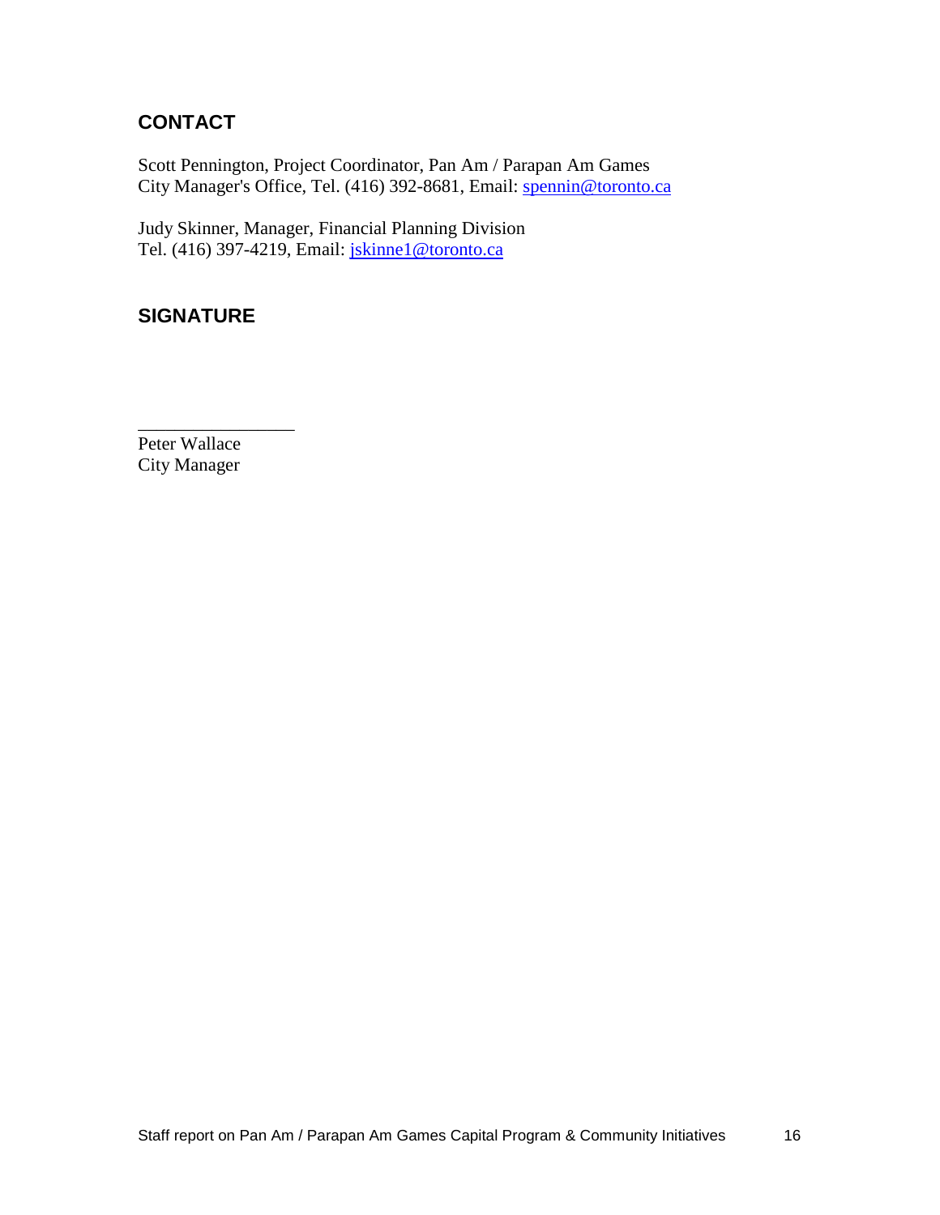## CONTACT

Scott Pennington, Project Coordinator, Pan Am / Parapan Am Games
City Manager's Office, Tel. (416) 392-8681, Email: spennin@toronto.ca

Judy Skinner, Manager, Financial Planning Division
Tel. (416) 397-4219, Email: jskinne1@toronto.ca

## SIGNATURE

_________________
Peter Wallace
City Manager